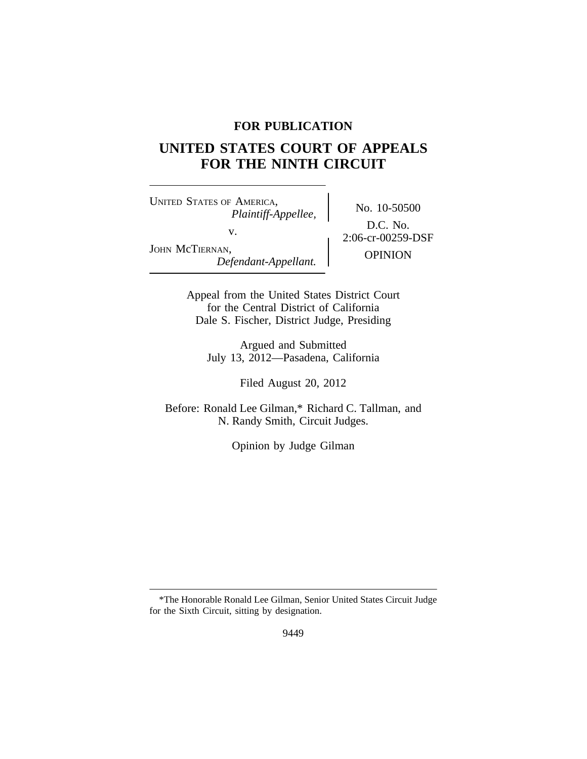**FOR PUBLICATION**

# UNITED STATES COURT OF APPEALS FOR THE NINTH CIRCUIT

UNITED STATES OF AMERICA,
*Plaintiff-Appellee,*

v.

JOHN MCTIERNAN,
*Defendant-Appellant.*

No. 10-50500

D.C. No. 2:06-cr-00259-DSF

OPINION

Appeal from the United States District Court for the Central District of California
Dale S. Fischer, District Judge, Presiding

Argued and Submitted
July 13, 2012—Pasadena, California

Filed August 20, 2012

Before: Ronald Lee Gilman,* Richard C. Tallman, and N. Randy Smith, Circuit Judges.

Opinion by Judge Gilman

---

*The Honorable Ronald Lee Gilman, Senior United States Circuit Judge for the Sixth Circuit, sitting by designation.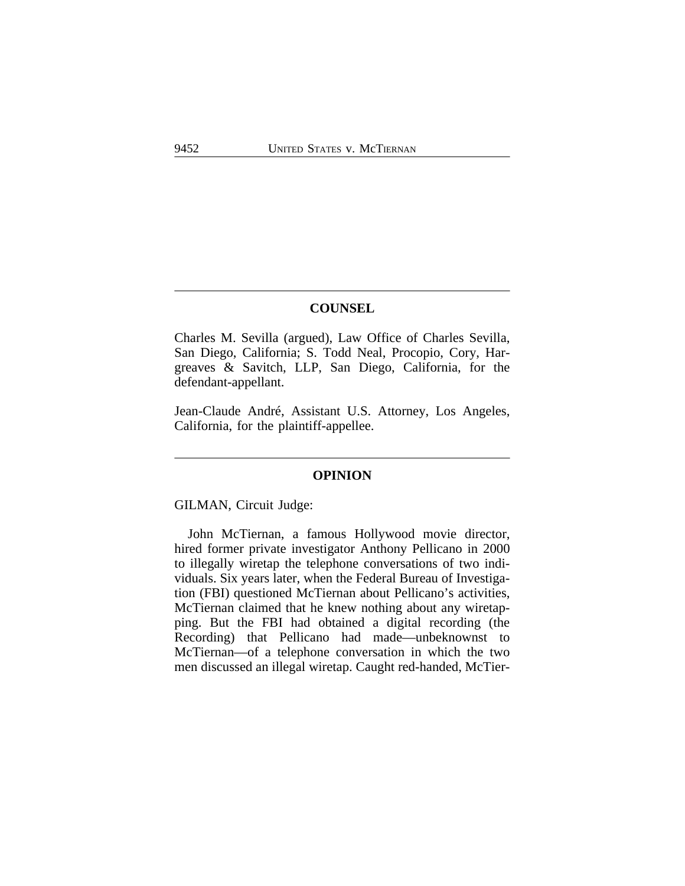## COUNSEL

Charles M. Sevilla (argued), Law Office of Charles Sevilla, San Diego, California; S. Todd Neal, Procopio, Cory, Hargreaves & Savitch, LLP, San Diego, California, for the defendant-appellant.

Jean-Claude André, Assistant U.S. Attorney, Los Angeles, California, for the plaintiff-appellee.

## OPINION

GILMAN, Circuit Judge:

John McTiernan, a famous Hollywood movie director, hired former private investigator Anthony Pellicano in 2000 to illegally wiretap the telephone conversations of two individuals. Six years later, when the Federal Bureau of Investigation (FBI) questioned McTiernan about Pellicano's activities, McTiernan claimed that he knew nothing about any wiretapping. But the FBI had obtained a digital recording (the Recording) that Pellicano had made—unbeknownst to McTiernan—of a telephone conversation in which the two men discussed an illegal wiretap. Caught red-handed, McTier-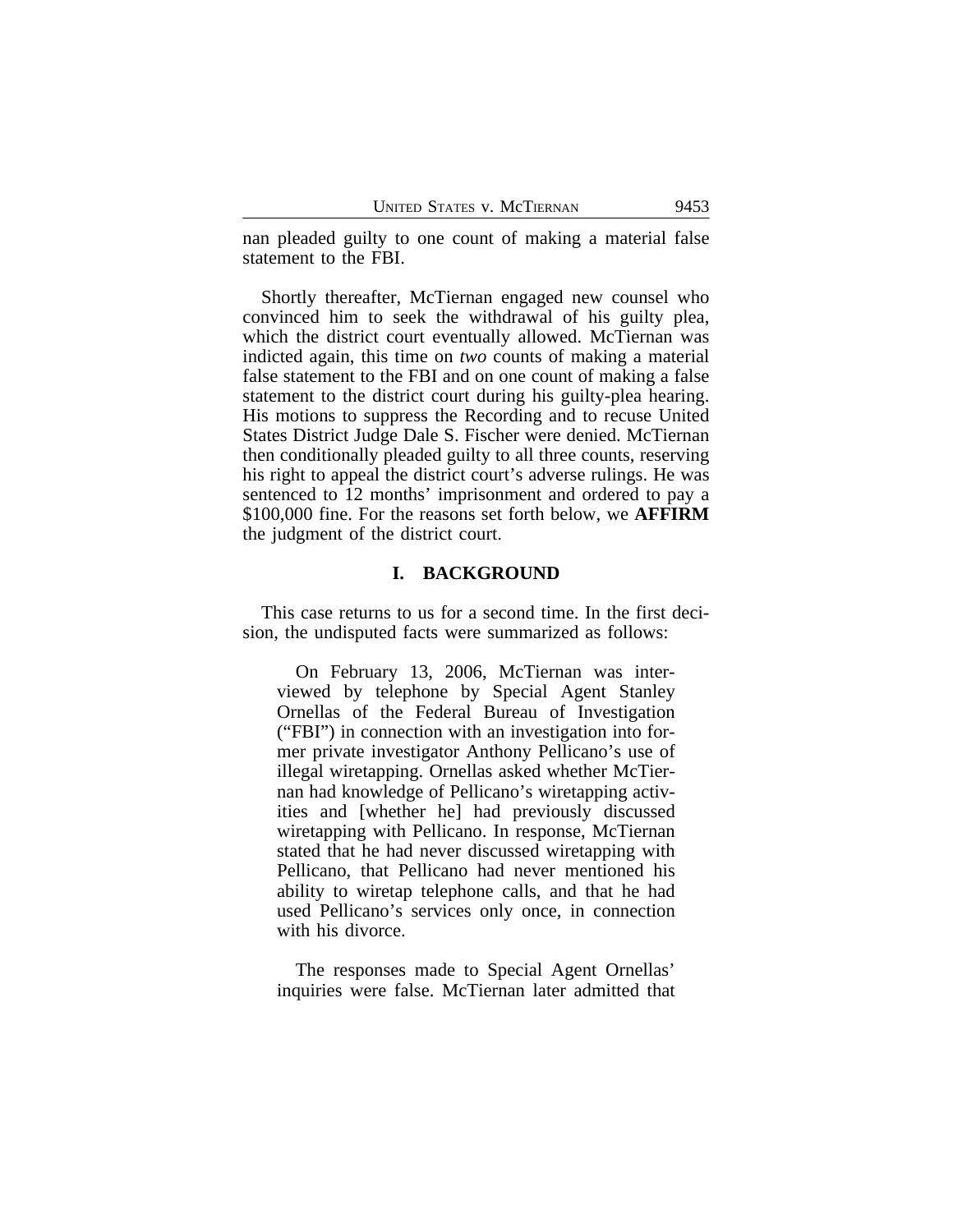nan pleaded guilty to one count of making a material false statement to the FBI.

Shortly thereafter, McTiernan engaged new counsel who convinced him to seek the withdrawal of his guilty plea, which the district court eventually allowed. McTiernan was indicted again, this time on *two* counts of making a material false statement to the FBI and on one count of making a false statement to the district court during his guilty-plea hearing. His motions to suppress the Recording and to recuse United States District Judge Dale S. Fischer were denied. McTiernan then conditionally pleaded guilty to all three counts, reserving his right to appeal the district court's adverse rulings. He was sentenced to 12 months' imprisonment and ordered to pay a $100,000 fine. For the reasons set forth below, we **AFFIRM** the judgment of the district court.

## I. BACKGROUND

This case returns to us for a second time. In the first decision, the undisputed facts were summarized as follows:

> On February 13, 2006, McTiernan was interviewed by telephone by Special Agent Stanley Ornellas of the Federal Bureau of Investigation ("FBI") in connection with an investigation into former private investigator Anthony Pellicano's use of illegal wiretapping. Ornellas asked whether McTiernan had knowledge of Pellicano's wiretapping activities and [whether he] had previously discussed wiretapping with Pellicano. In response, McTiernan stated that he had never discussed wiretapping with Pellicano, that Pellicano had never mentioned his ability to wiretap telephone calls, and that he had used Pellicano's services only once, in connection with his divorce.
>
> The responses made to Special Agent Ornellas' inquiries were false. McTiernan later admitted that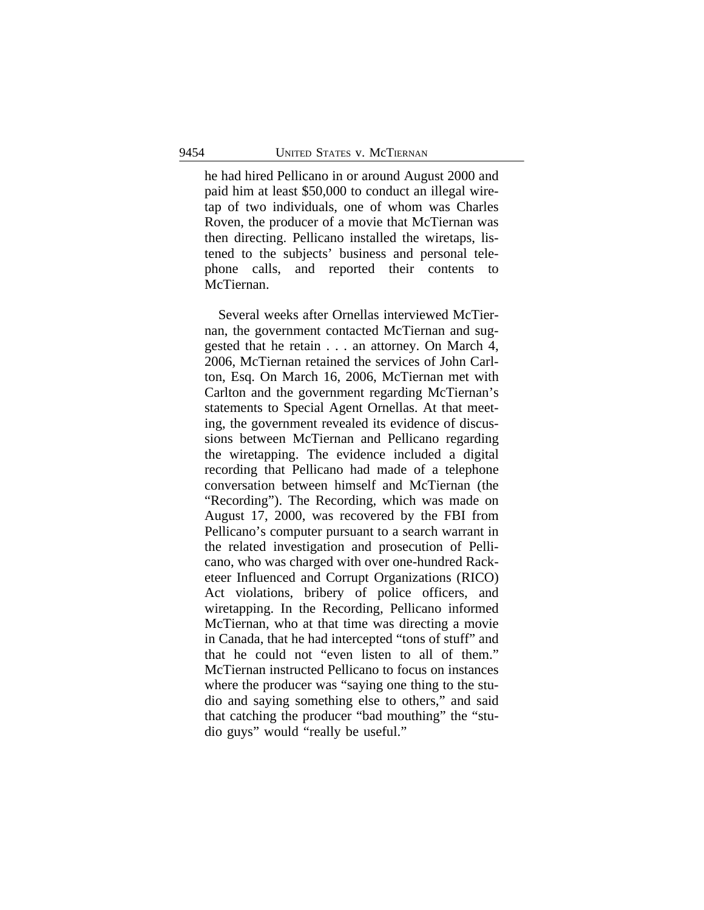he had hired Pellicano in or around August 2000 and paid him at least $50,000 to conduct an illegal wiretap of two individuals, one of whom was Charles Roven, the producer of a movie that McTiernan was then directing. Pellicano installed the wiretaps, listened to the subjects' business and personal telephone calls, and reported their contents to McTiernan.

Several weeks after Ornellas interviewed McTiernan, the government contacted McTiernan and suggested that he retain . . . an attorney. On March 4, 2006, McTiernan retained the services of John Carlton, Esq. On March 16, 2006, McTiernan met with Carlton and the government regarding McTiernan's statements to Special Agent Ornellas. At that meeting, the government revealed its evidence of discussions between McTiernan and Pellicano regarding the wiretapping. The evidence included a digital recording that Pellicano had made of a telephone conversation between himself and McTiernan (the "Recording"). The Recording, which was made on August 17, 2000, was recovered by the FBI from Pellicano's computer pursuant to a search warrant in the related investigation and prosecution of Pellicano, who was charged with over one-hundred Racketeer Influenced and Corrupt Organizations (RICO) Act violations, bribery of police officers, and wiretapping. In the Recording, Pellicano informed McTiernan, who at that time was directing a movie in Canada, that he had intercepted "tons of stuff" and that he could not "even listen to all of them." McTiernan instructed Pellicano to focus on instances where the producer was "saying one thing to the studio and saying something else to others," and said that catching the producer "bad mouthing" the "studio guys" would "really be useful."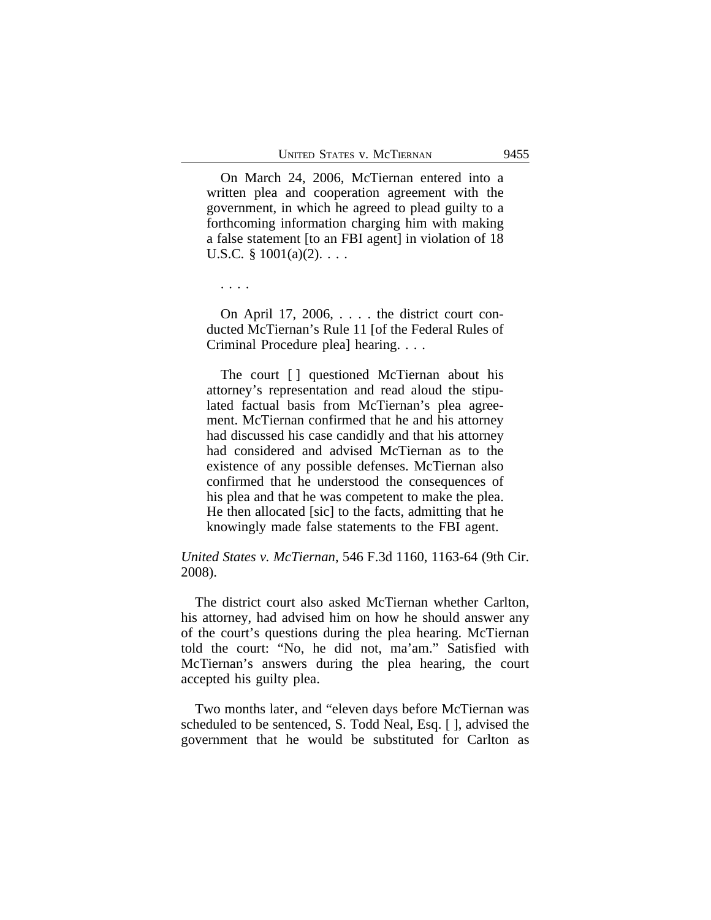> On March 24, 2006, McTiernan entered into a written plea and cooperation agreement with the government, in which he agreed to plead guilty to a forthcoming information charging him with making a false statement [to an FBI agent] in violation of 18 U.S.C. § 1001(a)(2). . . .
>
> . . . .
>
> On April 17, 2006, . . . . the district court conducted McTiernan's Rule 11 [of the Federal Rules of Criminal Procedure plea] hearing. . . .
>
> The court [ ] questioned McTiernan about his attorney's representation and read aloud the stipulated factual basis from McTiernan's plea agreement. McTiernan confirmed that he and his attorney had discussed his case candidly and that his attorney had considered and advised McTiernan as to the existence of any possible defenses. McTiernan also confirmed that he understood the consequences of his plea and that he was competent to make the plea. He then allocated [sic] to the facts, admitting that he knowingly made false statements to the FBI agent.

*United States v. McTiernan*, 546 F.3d 1160, 1163-64 (9th Cir. 2008).

The district court also asked McTiernan whether Carlton, his attorney, had advised him on how he should answer any of the court's questions during the plea hearing. McTiernan told the court: "No, he did not, ma'am." Satisfied with McTiernan's answers during the plea hearing, the court accepted his guilty plea.

Two months later, and "eleven days before McTiernan was scheduled to be sentenced, S. Todd Neal, Esq. [ ], advised the government that he would be substituted for Carlton as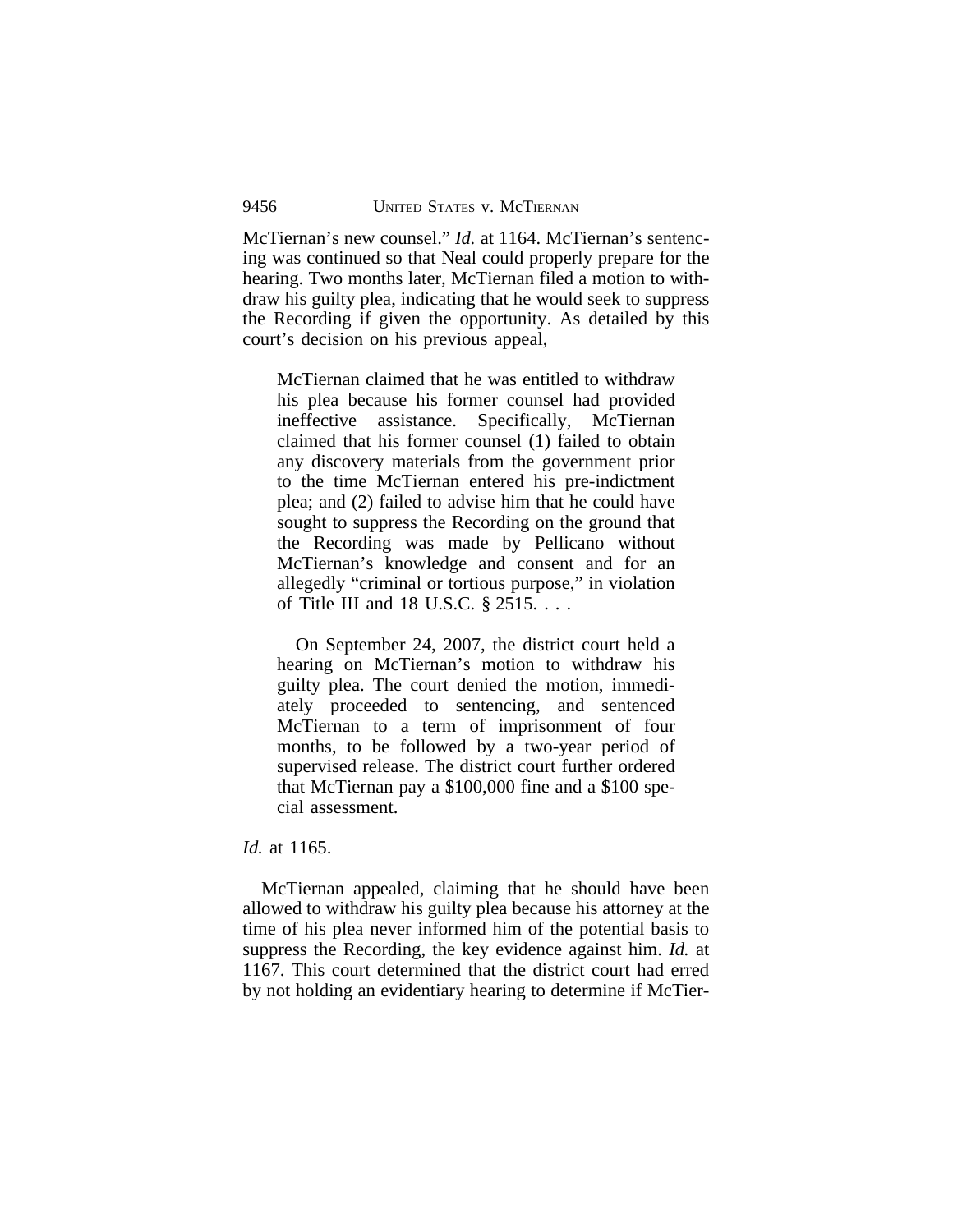McTiernan's new counsel." *Id.* at 1164. McTiernan's sentencing was continued so that Neal could properly prepare for the hearing. Two months later, McTiernan filed a motion to withdraw his guilty plea, indicating that he would seek to suppress the Recording if given the opportunity. As detailed by this court's decision on his previous appeal,

> McTiernan claimed that he was entitled to withdraw his plea because his former counsel had provided ineffective assistance. Specifically, McTiernan claimed that his former counsel (1) failed to obtain any discovery materials from the government prior to the time McTiernan entered his pre-indictment plea; and (2) failed to advise him that he could have sought to suppress the Recording on the ground that the Recording was made by Pellicano without McTiernan's knowledge and consent and for an allegedly "criminal or tortious purpose," in violation of Title III and 18 U.S.C. § 2515. . . .
>
> On September 24, 2007, the district court held a hearing on McTiernan's motion to withdraw his guilty plea. The court denied the motion, immediately proceeded to sentencing, and sentenced McTiernan to a term of imprisonment of four months, to be followed by a two-year period of supervised release. The district court further ordered that McTiernan pay a $100,000 fine and a $100 special assessment.

*Id.* at 1165.

McTiernan appealed, claiming that he should have been allowed to withdraw his guilty plea because his attorney at the time of his plea never informed him of the potential basis to suppress the Recording, the key evidence against him. *Id.* at 1167. This court determined that the district court had erred by not holding an evidentiary hearing to determine if McTier-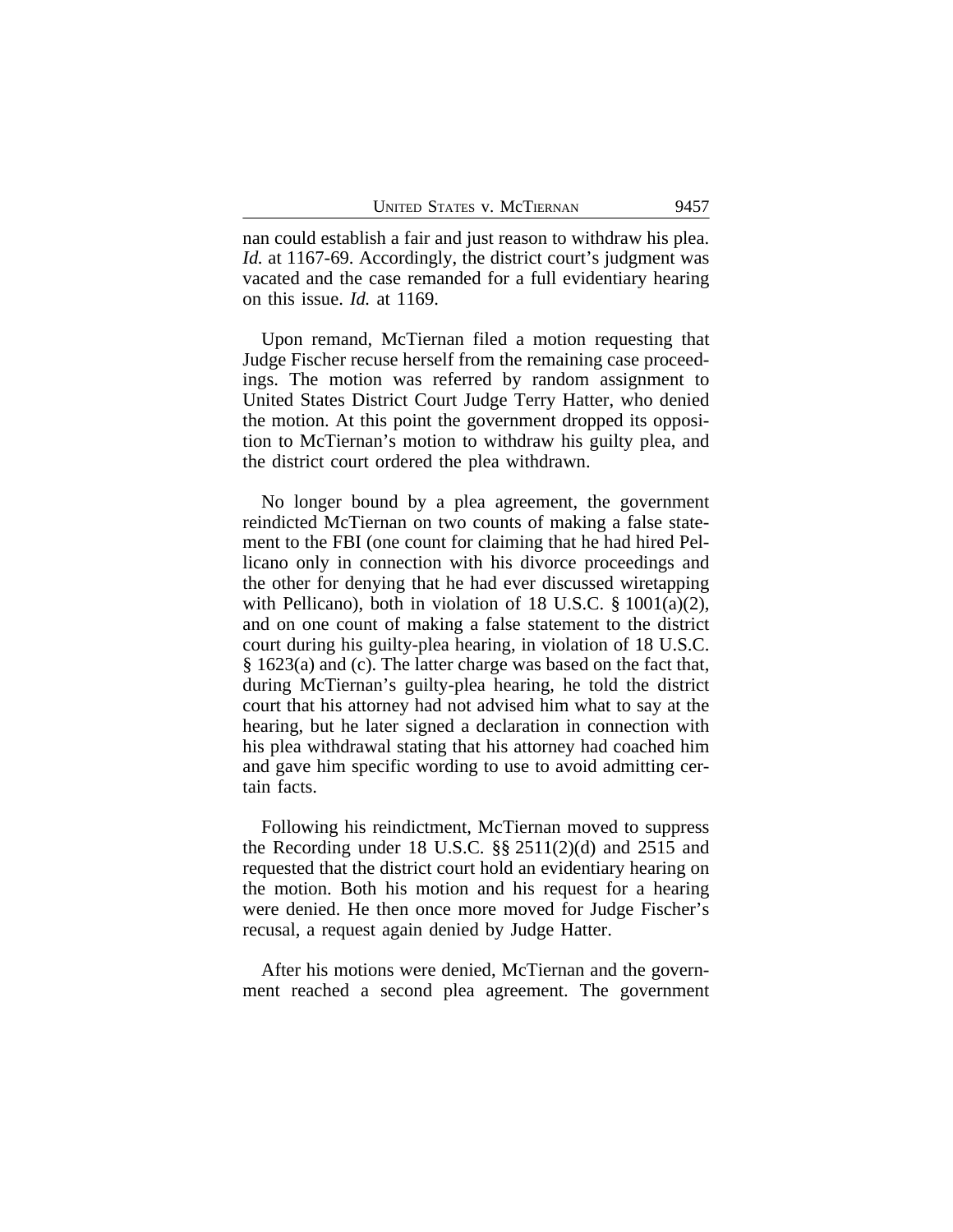nan could establish a fair and just reason to withdraw his plea. *Id.* at 1167-69. Accordingly, the district court's judgment was vacated and the case remanded for a full evidentiary hearing on this issue. *Id.* at 1169.

Upon remand, McTiernan filed a motion requesting that Judge Fischer recuse herself from the remaining case proceedings. The motion was referred by random assignment to United States District Court Judge Terry Hatter, who denied the motion. At this point the government dropped its opposition to McTiernan's motion to withdraw his guilty plea, and the district court ordered the plea withdrawn.

No longer bound by a plea agreement, the government reindicted McTiernan on two counts of making a false statement to the FBI (one count for claiming that he had hired Pellicano only in connection with his divorce proceedings and the other for denying that he had ever discussed wiretapping with Pellicano), both in violation of 18 U.S.C. § 1001(a)(2), and on one count of making a false statement to the district court during his guilty-plea hearing, in violation of 18 U.S.C. § 1623(a) and (c). The latter charge was based on the fact that, during McTiernan's guilty-plea hearing, he told the district court that his attorney had not advised him what to say at the hearing, but he later signed a declaration in connection with his plea withdrawal stating that his attorney had coached him and gave him specific wording to use to avoid admitting certain facts.

Following his reindictment, McTiernan moved to suppress the Recording under 18 U.S.C. §§ 2511(2)(d) and 2515 and requested that the district court hold an evidentiary hearing on the motion. Both his motion and his request for a hearing were denied. He then once more moved for Judge Fischer's recusal, a request again denied by Judge Hatter.

After his motions were denied, McTiernan and the government reached a second plea agreement. The government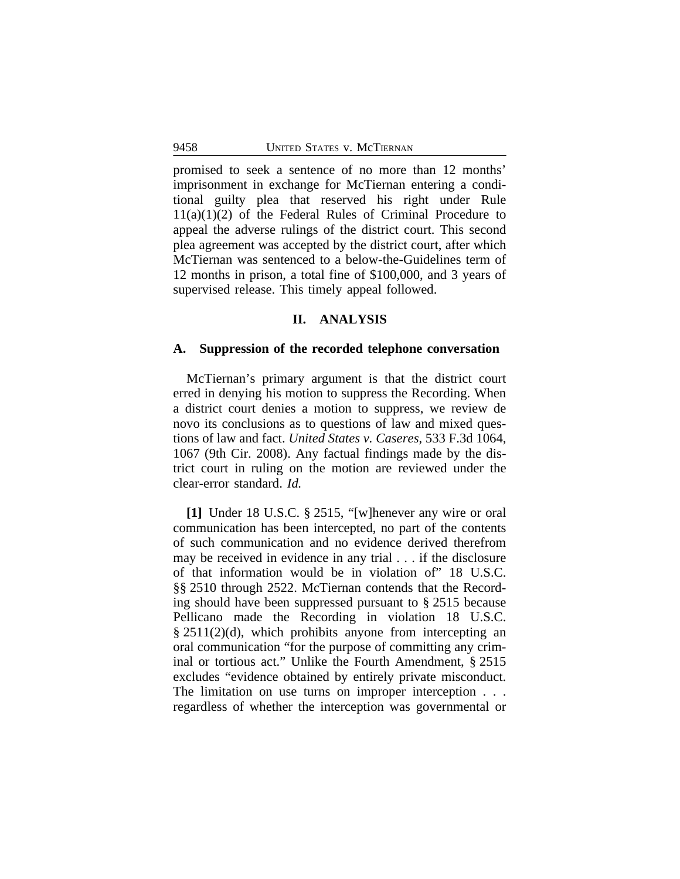promised to seek a sentence of no more than 12 months' imprisonment in exchange for McTiernan entering a conditional guilty plea that reserved his right under Rule 11(a)(1)(2) of the Federal Rules of Criminal Procedure to appeal the adverse rulings of the district court. This second plea agreement was accepted by the district court, after which McTiernan was sentenced to a below-the-Guidelines term of 12 months in prison, a total fine of $100,000, and 3 years of supervised release. This timely appeal followed.

## II. ANALYSIS

### A. Suppression of the recorded telephone conversation

McTiernan's primary argument is that the district court erred in denying his motion to suppress the Recording. When a district court denies a motion to suppress, we review de novo its conclusions as to questions of law and mixed questions of law and fact. *United States v. Caseres*, 533 F.3d 1064, 1067 (9th Cir. 2008). Any factual findings made by the district court in ruling on the motion are reviewed under the clear-error standard. *Id.*

**[1]** Under 18 U.S.C. § 2515, "[w]henever any wire or oral communication has been intercepted, no part of the contents of such communication and no evidence derived therefrom may be received in evidence in any trial . . . if the disclosure of that information would be in violation of" 18 U.S.C. §§ 2510 through 2522. McTiernan contends that the Recording should have been suppressed pursuant to § 2515 because Pellicano made the Recording in violation 18 U.S.C. § 2511(2)(d), which prohibits anyone from intercepting an oral communication "for the purpose of committing any criminal or tortious act." Unlike the Fourth Amendment, § 2515 excludes "evidence obtained by entirely private misconduct. The limitation on use turns on improper interception . . . regardless of whether the interception was governmental or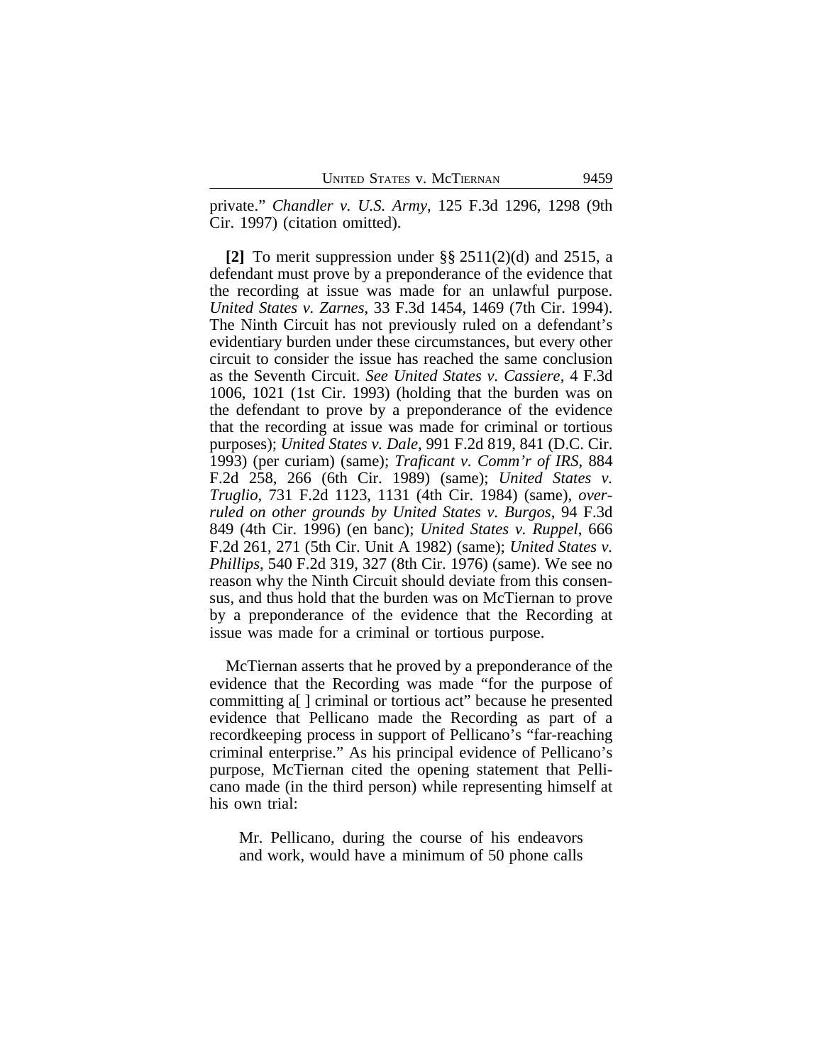private." *Chandler v. U.S. Army*, 125 F.3d 1296, 1298 (9th Cir. 1997) (citation omitted).

**[2]** To merit suppression under §§ 2511(2)(d) and 2515, a defendant must prove by a preponderance of the evidence that the recording at issue was made for an unlawful purpose. *United States v. Zarnes*, 33 F.3d 1454, 1469 (7th Cir. 1994). The Ninth Circuit has not previously ruled on a defendant's evidentiary burden under these circumstances, but every other circuit to consider the issue has reached the same conclusion as the Seventh Circuit. *See United States v. Cassiere*, 4 F.3d 1006, 1021 (1st Cir. 1993) (holding that the burden was on the defendant to prove by a preponderance of the evidence that the recording at issue was made for criminal or tortious purposes); *United States v. Dale*, 991 F.2d 819, 841 (D.C. Cir. 1993) (per curiam) (same); *Traficant v. Comm'r of IRS*, 884 F.2d 258, 266 (6th Cir. 1989) (same); *United States v. Truglio*, 731 F.2d 1123, 1131 (4th Cir. 1984) (same), *overruled on other grounds by United States v. Burgos*, 94 F.3d 849 (4th Cir. 1996) (en banc); *United States v. Ruppel*, 666 F.2d 261, 271 (5th Cir. Unit A 1982) (same); *United States v. Phillips*, 540 F.2d 319, 327 (8th Cir. 1976) (same). We see no reason why the Ninth Circuit should deviate from this consensus, and thus hold that the burden was on McTiernan to prove by a preponderance of the evidence that the Recording at issue was made for a criminal or tortious purpose.

McTiernan asserts that he proved by a preponderance of the evidence that the Recording was made "for the purpose of committing a[ ] criminal or tortious act" because he presented evidence that Pellicano made the Recording as part of a recordkeeping process in support of Pellicano's "far-reaching criminal enterprise." As his principal evidence of Pellicano's purpose, McTiernan cited the opening statement that Pellicano made (in the third person) while representing himself at his own trial:

> Mr. Pellicano, during the course of his endeavors and work, would have a minimum of 50 phone calls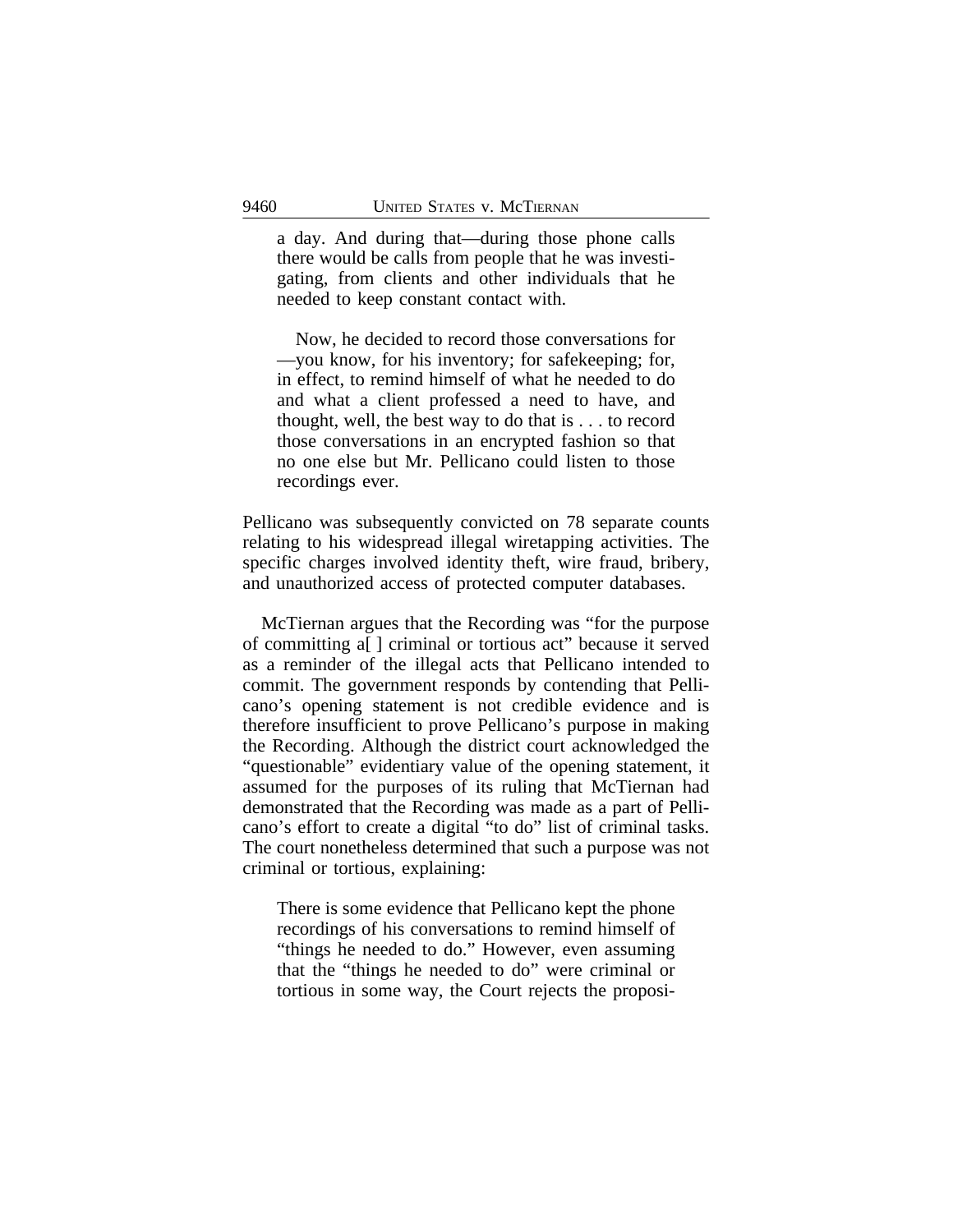> a day. And during that—during those phone calls there would be calls from people that he was investigating, from clients and other individuals that he needed to keep constant contact with.
>
> Now, he decided to record those conversations for —you know, for his inventory; for safekeeping; for, in effect, to remind himself of what he needed to do and what a client professed a need to have, and thought, well, the best way to do that is . . . to record those conversations in an encrypted fashion so that no one else but Mr. Pellicano could listen to those recordings ever.

Pellicano was subsequently convicted on 78 separate counts relating to his widespread illegal wiretapping activities. The specific charges involved identity theft, wire fraud, bribery, and unauthorized access of protected computer databases.

McTiernan argues that the Recording was "for the purpose of committing a[ ] criminal or tortious act" because it served as a reminder of the illegal acts that Pellicano intended to commit. The government responds by contending that Pellicano's opening statement is not credible evidence and is therefore insufficient to prove Pellicano's purpose in making the Recording. Although the district court acknowledged the "questionable" evidentiary value of the opening statement, it assumed for the purposes of its ruling that McTiernan had demonstrated that the Recording was made as a part of Pellicano's effort to create a digital "to do" list of criminal tasks. The court nonetheless determined that such a purpose was not criminal or tortious, explaining:

> There is some evidence that Pellicano kept the phone recordings of his conversations to remind himself of "things he needed to do." However, even assuming that the "things he needed to do" were criminal or tortious in some way, the Court rejects the proposi-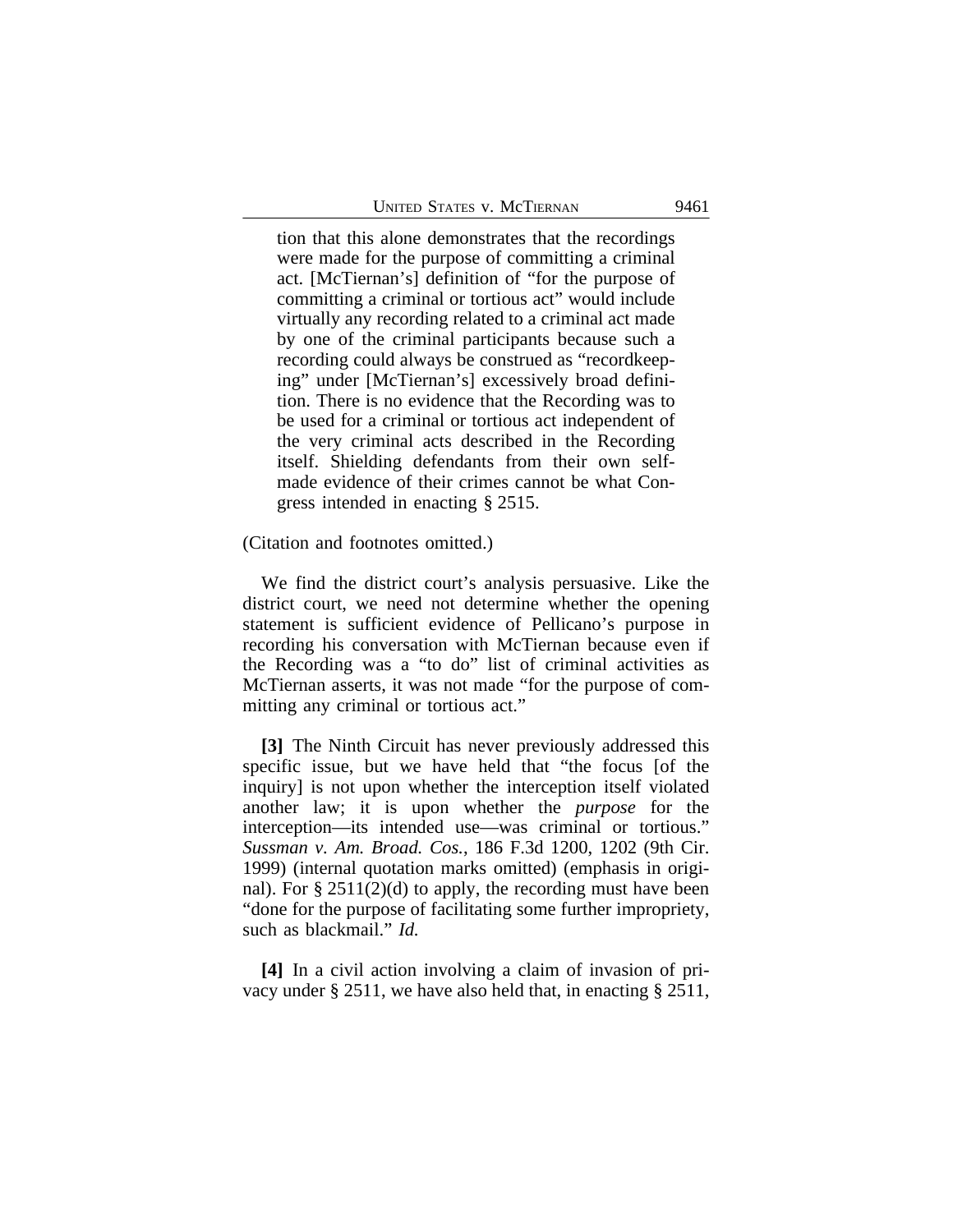> tion that this alone demonstrates that the recordings were made for the purpose of committing a criminal act. [McTiernan's] definition of "for the purpose of committing a criminal or tortious act" would include virtually any recording related to a criminal act made by one of the criminal participants because such a recording could always be construed as "recordkeeping" under [McTiernan's] excessively broad definition. There is no evidence that the Recording was to be used for a criminal or tortious act independent of the very criminal acts described in the Recording itself. Shielding defendants from their own self-made evidence of their crimes cannot be what Congress intended in enacting § 2515.

(Citation and footnotes omitted.)

We find the district court's analysis persuasive. Like the district court, we need not determine whether the opening statement is sufficient evidence of Pellicano's purpose in recording his conversation with McTiernan because even if the Recording was a "to do" list of criminal activities as McTiernan asserts, it was not made "for the purpose of committing any criminal or tortious act."

**[3]** The Ninth Circuit has never previously addressed this specific issue, but we have held that "the focus [of the inquiry] is not upon whether the interception itself violated another law; it is upon whether the *purpose* for the interception—its intended use—was criminal or tortious." *Sussman v. Am. Broad. Cos.*, 186 F.3d 1200, 1202 (9th Cir. 1999) (internal quotation marks omitted) (emphasis in original). For § 2511(2)(d) to apply, the recording must have been "done for the purpose of facilitating some further impropriety, such as blackmail." *Id.*

**[4]** In a civil action involving a claim of invasion of privacy under § 2511, we have also held that, in enacting § 2511,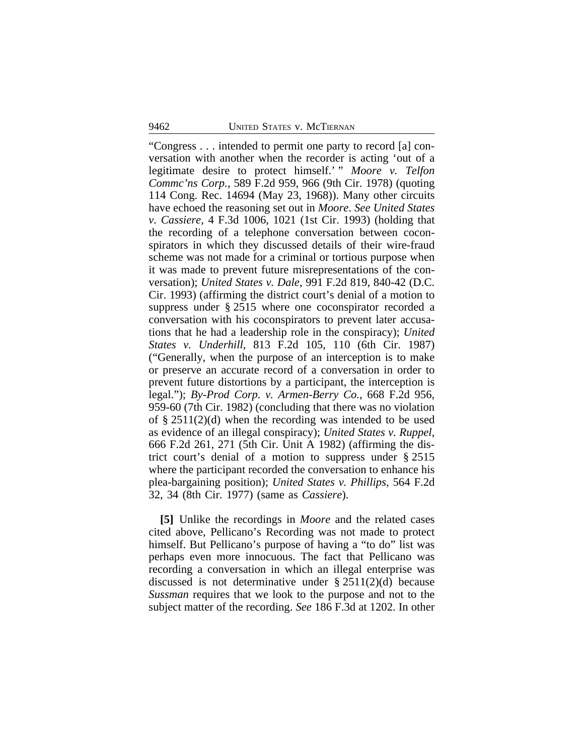"Congress . . . intended to permit one party to record [a] conversation with another when the recorder is acting 'out of a legitimate desire to protect himself.' " *Moore v. Telfon Commc'ns Corp.*, 589 F.2d 959, 966 (9th Cir. 1978) (quoting 114 Cong. Rec. 14694 (May 23, 1968)). Many other circuits have echoed the reasoning set out in *Moore*. *See United States v. Cassiere*, 4 F.3d 1006, 1021 (1st Cir. 1993) (holding that the recording of a telephone conversation between coconspirators in which they discussed details of their wire-fraud scheme was not made for a criminal or tortious purpose when it was made to prevent future misrepresentations of the conversation); *United States v. Dale*, 991 F.2d 819, 840-42 (D.C. Cir. 1993) (affirming the district court's denial of a motion to suppress under § 2515 where one coconspirator recorded a conversation with his coconspirators to prevent later accusations that he had a leadership role in the conspiracy); *United States v. Underhill*, 813 F.2d 105, 110 (6th Cir. 1987) ("Generally, when the purpose of an interception is to make or preserve an accurate record of a conversation in order to prevent future distortions by a participant, the interception is legal."); *By-Prod Corp. v. Armen-Berry Co.*, 668 F.2d 956, 959-60 (7th Cir. 1982) (concluding that there was no violation of § 2511(2)(d) when the recording was intended to be used as evidence of an illegal conspiracy); *United States v. Ruppel*, 666 F.2d 261, 271 (5th Cir. Unit A 1982) (affirming the district court's denial of a motion to suppress under § 2515 where the participant recorded the conversation to enhance his plea-bargaining position); *United States v. Phillips*, 564 F.2d 32, 34 (8th Cir. 1977) (same as *Cassiere*).

**[5]** Unlike the recordings in *Moore* and the related cases cited above, Pellicano's Recording was not made to protect himself. But Pellicano's purpose of having a "to do" list was perhaps even more innocuous. The fact that Pellicano was recording a conversation in which an illegal enterprise was discussed is not determinative under § 2511(2)(d) because *Sussman* requires that we look to the purpose and not to the subject matter of the recording. *See* 186 F.3d at 1202. In other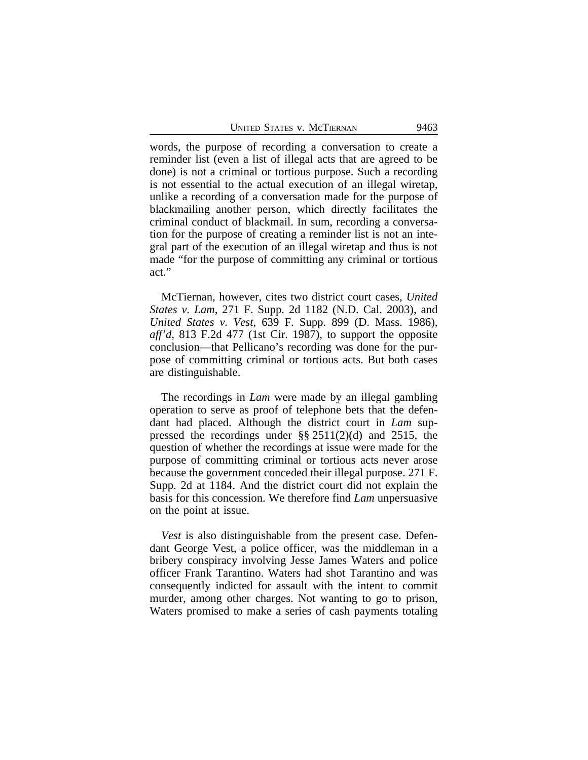words, the purpose of recording a conversation to create a reminder list (even a list of illegal acts that are agreed to be done) is not a criminal or tortious purpose. Such a recording is not essential to the actual execution of an illegal wiretap, unlike a recording of a conversation made for the purpose of blackmailing another person, which directly facilitates the criminal conduct of blackmail. In sum, recording a conversation for the purpose of creating a reminder list is not an integral part of the execution of an illegal wiretap and thus is not made "for the purpose of committing any criminal or tortious act."

McTiernan, however, cites two district court cases, *United States v. Lam*, 271 F. Supp. 2d 1182 (N.D. Cal. 2003), and *United States v. Vest*, 639 F. Supp. 899 (D. Mass. 1986), *aff'd*, 813 F.2d 477 (1st Cir. 1987), to support the opposite conclusion—that Pellicano's recording was done for the purpose of committing criminal or tortious acts. But both cases are distinguishable.

The recordings in *Lam* were made by an illegal gambling operation to serve as proof of telephone bets that the defendant had placed. Although the district court in *Lam* suppressed the recordings under §§ 2511(2)(d) and 2515, the question of whether the recordings at issue were made for the purpose of committing criminal or tortious acts never arose because the government conceded their illegal purpose. 271 F. Supp. 2d at 1184. And the district court did not explain the basis for this concession. We therefore find *Lam* unpersuasive on the point at issue.

*Vest* is also distinguishable from the present case. Defendant George Vest, a police officer, was the middleman in a bribery conspiracy involving Jesse James Waters and police officer Frank Tarantino. Waters had shot Tarantino and was consequently indicted for assault with the intent to commit murder, among other charges. Not wanting to go to prison, Waters promised to make a series of cash payments totaling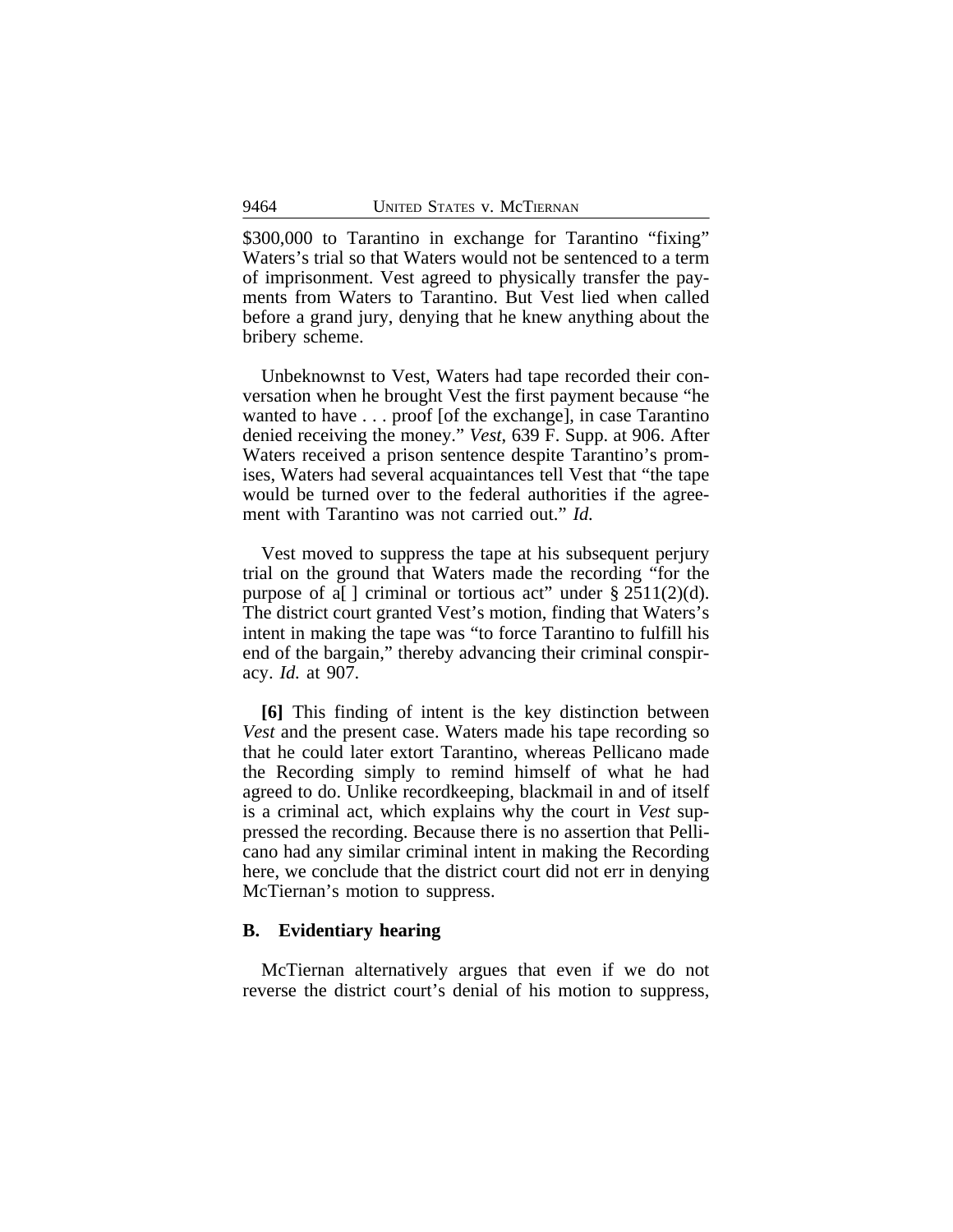$300,000 to Tarantino in exchange for Tarantino "fixing" Waters's trial so that Waters would not be sentenced to a term of imprisonment. Vest agreed to physically transfer the payments from Waters to Tarantino. But Vest lied when called before a grand jury, denying that he knew anything about the bribery scheme.

Unbeknownst to Vest, Waters had tape recorded their conversation when he brought Vest the first payment because "he wanted to have . . . proof [of the exchange], in case Tarantino denied receiving the money." *Vest*, 639 F. Supp. at 906. After Waters received a prison sentence despite Tarantino's promises, Waters had several acquaintances tell Vest that "the tape would be turned over to the federal authorities if the agreement with Tarantino was not carried out." *Id.*

Vest moved to suppress the tape at his subsequent perjury trial on the ground that Waters made the recording "for the purpose of a[ ] criminal or tortious act" under § 2511(2)(d). The district court granted Vest's motion, finding that Waters's intent in making the tape was "to force Tarantino to fulfill his end of the bargain," thereby advancing their criminal conspiracy. *Id.* at 907.

**[6]** This finding of intent is the key distinction between *Vest* and the present case. Waters made his tape recording so that he could later extort Tarantino, whereas Pellicano made the Recording simply to remind himself of what he had agreed to do. Unlike recordkeeping, blackmail in and of itself is a criminal act, which explains why the court in *Vest* suppressed the recording. Because there is no assertion that Pellicano had any similar criminal intent in making the Recording here, we conclude that the district court did not err in denying McTiernan's motion to suppress.

### B. Evidentiary hearing

McTiernan alternatively argues that even if we do not reverse the district court's denial of his motion to suppress,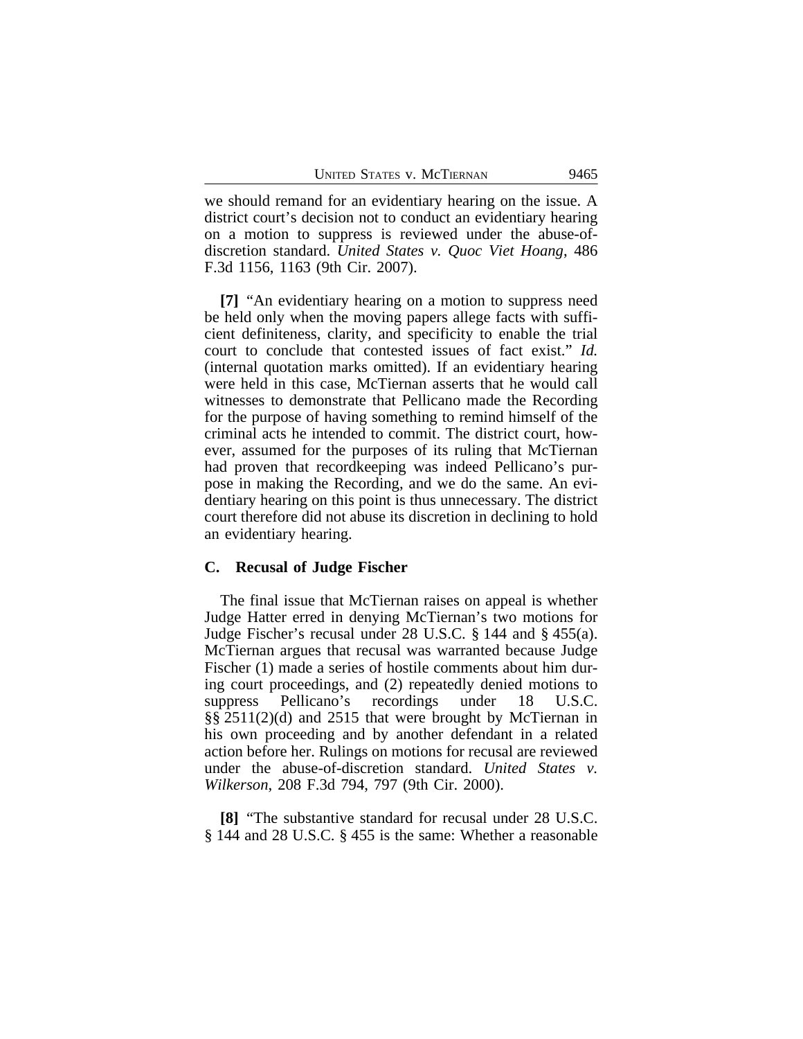we should remand for an evidentiary hearing on the issue. A district court's decision not to conduct an evidentiary hearing on a motion to suppress is reviewed under the abuse-of-discretion standard. *United States v. Quoc Viet Hoang*, 486 F.3d 1156, 1163 (9th Cir. 2007).

**[7]** "An evidentiary hearing on a motion to suppress need be held only when the moving papers allege facts with sufficient definiteness, clarity, and specificity to enable the trial court to conclude that contested issues of fact exist." *Id.* (internal quotation marks omitted). If an evidentiary hearing were held in this case, McTiernan asserts that he would call witnesses to demonstrate that Pellicano made the Recording for the purpose of having something to remind himself of the criminal acts he intended to commit. The district court, however, assumed for the purposes of its ruling that McTiernan had proven that recordkeeping was indeed Pellicano's purpose in making the Recording, and we do the same. An evidentiary hearing on this point is thus unnecessary. The district court therefore did not abuse its discretion in declining to hold an evidentiary hearing.

### C. Recusal of Judge Fischer

The final issue that McTiernan raises on appeal is whether Judge Hatter erred in denying McTiernan's two motions for Judge Fischer's recusal under 28 U.S.C. § 144 and § 455(a). McTiernan argues that recusal was warranted because Judge Fischer (1) made a series of hostile comments about him during court proceedings, and (2) repeatedly denied motions to suppress Pellicano's recordings under 18 U.S.C. §§ 2511(2)(d) and 2515 that were brought by McTiernan in his own proceeding and by another defendant in a related action before her. Rulings on motions for recusal are reviewed under the abuse-of-discretion standard. *United States v. Wilkerson*, 208 F.3d 794, 797 (9th Cir. 2000).

**[8]** "The substantive standard for recusal under 28 U.S.C. § 144 and 28 U.S.C. § 455 is the same: Whether a reasonable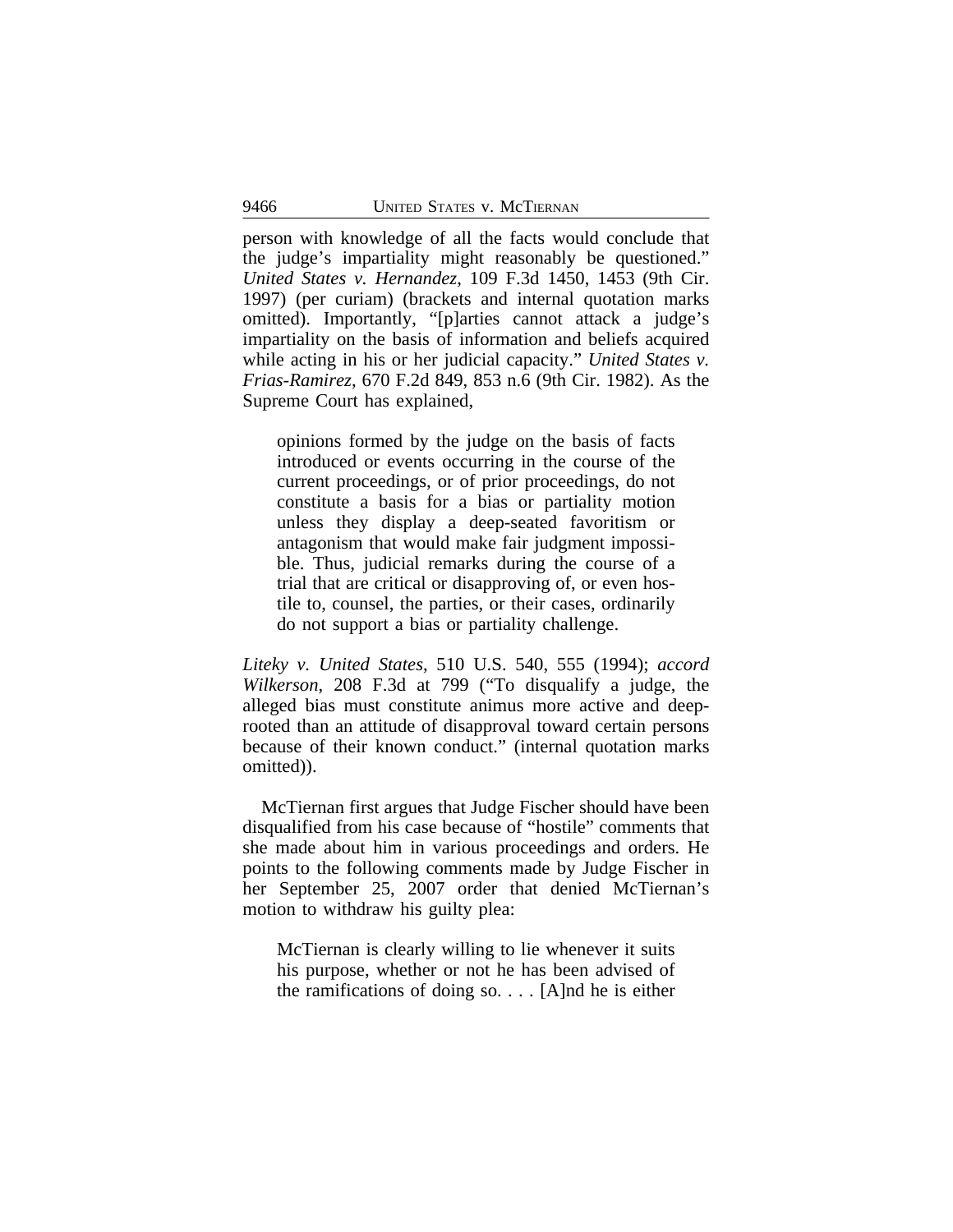person with knowledge of all the facts would conclude that the judge's impartiality might reasonably be questioned." *United States v. Hernandez*, 109 F.3d 1450, 1453 (9th Cir. 1997) (per curiam) (brackets and internal quotation marks omitted). Importantly, "[p]arties cannot attack a judge's impartiality on the basis of information and beliefs acquired while acting in his or her judicial capacity." *United States v. Frias-Ramirez*, 670 F.2d 849, 853 n.6 (9th Cir. 1982). As the Supreme Court has explained,

> opinions formed by the judge on the basis of facts introduced or events occurring in the course of the current proceedings, or of prior proceedings, do not constitute a basis for a bias or partiality motion unless they display a deep-seated favoritism or antagonism that would make fair judgment impossible. Thus, judicial remarks during the course of a trial that are critical or disapproving of, or even hostile to, counsel, the parties, or their cases, ordinarily do not support a bias or partiality challenge.

*Liteky v. United States*, 510 U.S. 540, 555 (1994); *accord Wilkerson*, 208 F.3d at 799 ("To disqualify a judge, the alleged bias must constitute animus more active and deep-rooted than an attitude of disapproval toward certain persons because of their known conduct." (internal quotation marks omitted)).

McTiernan first argues that Judge Fischer should have been disqualified from his case because of "hostile" comments that she made about him in various proceedings and orders. He points to the following comments made by Judge Fischer in her September 25, 2007 order that denied McTiernan's motion to withdraw his guilty plea:

> McTiernan is clearly willing to lie whenever it suits his purpose, whether or not he has been advised of the ramifications of doing so. . . . [A]nd he is either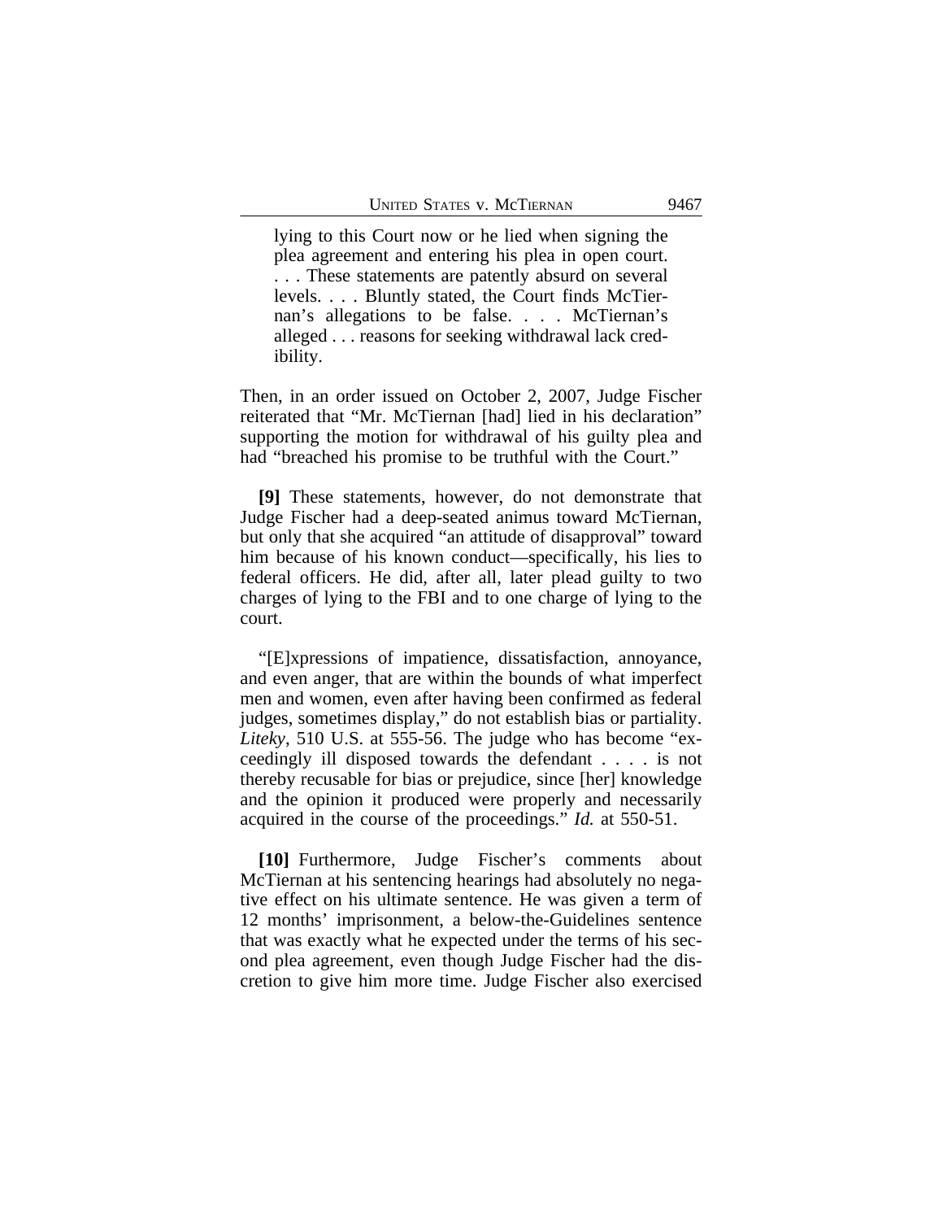> lying to this Court now or he lied when signing the plea agreement and entering his plea in open court. . . . These statements are patently absurd on several levels. . . . Bluntly stated, the Court finds McTiernan's allegations to be false. . . . McTiernan's alleged . . . reasons for seeking withdrawal lack credibility.

Then, in an order issued on October 2, 2007, Judge Fischer reiterated that "Mr. McTiernan [had] lied in his declaration" supporting the motion for withdrawal of his guilty plea and had "breached his promise to be truthful with the Court."

**[9]** These statements, however, do not demonstrate that Judge Fischer had a deep-seated animus toward McTiernan, but only that she acquired "an attitude of disapproval" toward him because of his known conduct—specifically, his lies to federal officers. He did, after all, later plead guilty to two charges of lying to the FBI and to one charge of lying to the court.

"[E]xpressions of impatience, dissatisfaction, annoyance, and even anger, that are within the bounds of what imperfect men and women, even after having been confirmed as federal judges, sometimes display," do not establish bias or partiality. *Liteky*, 510 U.S. at 555-56. The judge who has become "exceedingly ill disposed towards the defendant . . . . is not thereby recusable for bias or prejudice, since [her] knowledge and the opinion it produced were properly and necessarily acquired in the course of the proceedings." *Id.* at 550-51.

**[10]** Furthermore, Judge Fischer's comments about McTiernan at his sentencing hearings had absolutely no negative effect on his ultimate sentence. He was given a term of 12 months' imprisonment, a below-the-Guidelines sentence that was exactly what he expected under the terms of his second plea agreement, even though Judge Fischer had the discretion to give him more time. Judge Fischer also exercised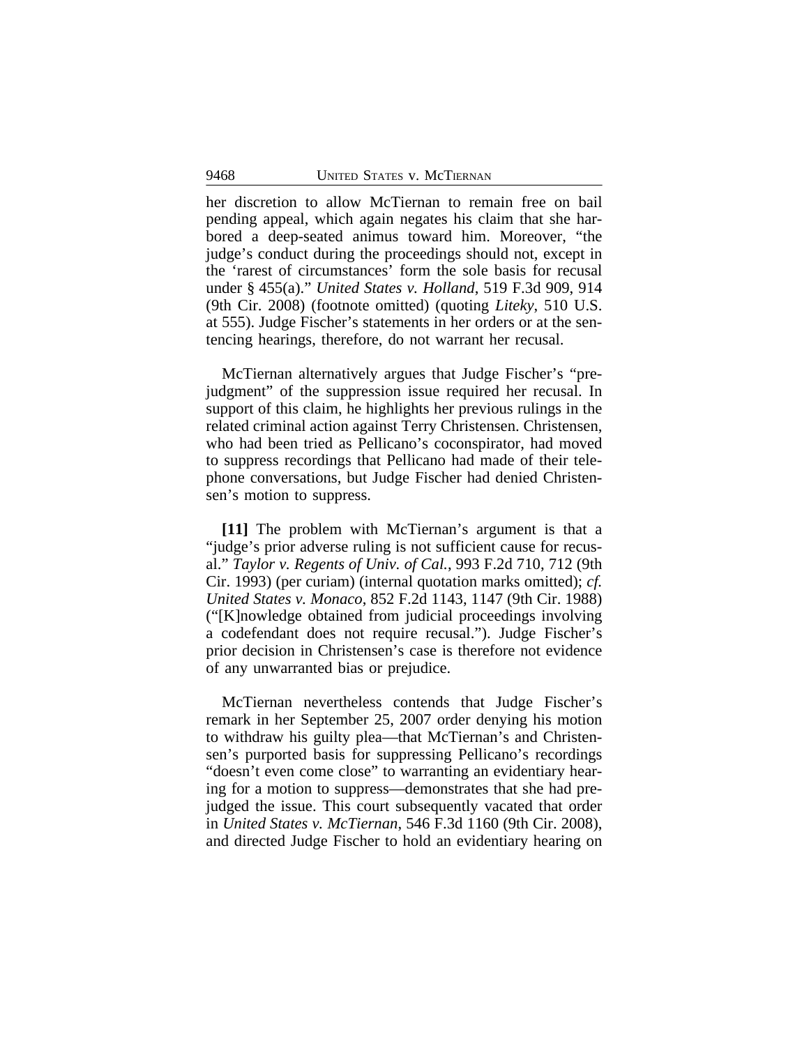her discretion to allow McTiernan to remain free on bail pending appeal, which again negates his claim that she harbored a deep-seated animus toward him. Moreover, "the judge's conduct during the proceedings should not, except in the 'rarest of circumstances' form the sole basis for recusal under § 455(a)." *United States v. Holland*, 519 F.3d 909, 914 (9th Cir. 2008) (footnote omitted) (quoting *Liteky*, 510 U.S. at 555). Judge Fischer's statements in her orders or at the sentencing hearings, therefore, do not warrant her recusal.

McTiernan alternatively argues that Judge Fischer's "prejudgment" of the suppression issue required her recusal. In support of this claim, he highlights her previous rulings in the related criminal action against Terry Christensen. Christensen, who had been tried as Pellicano's coconspirator, had moved to suppress recordings that Pellicano had made of their telephone conversations, but Judge Fischer had denied Christensen's motion to suppress.

**[11]** The problem with McTiernan's argument is that a "judge's prior adverse ruling is not sufficient cause for recusal." *Taylor v. Regents of Univ. of Cal.*, 993 F.2d 710, 712 (9th Cir. 1993) (per curiam) (internal quotation marks omitted); *cf. United States v. Monaco*, 852 F.2d 1143, 1147 (9th Cir. 1988) ("[K]nowledge obtained from judicial proceedings involving a codefendant does not require recusal."). Judge Fischer's prior decision in Christensen's case is therefore not evidence of any unwarranted bias or prejudice.

McTiernan nevertheless contends that Judge Fischer's remark in her September 25, 2007 order denying his motion to withdraw his guilty plea—that McTiernan's and Christensen's purported basis for suppressing Pellicano's recordings "doesn't even come close" to warranting an evidentiary hearing for a motion to suppress—demonstrates that she had prejudged the issue. This court subsequently vacated that order in *United States v. McTiernan*, 546 F.3d 1160 (9th Cir. 2008), and directed Judge Fischer to hold an evidentiary hearing on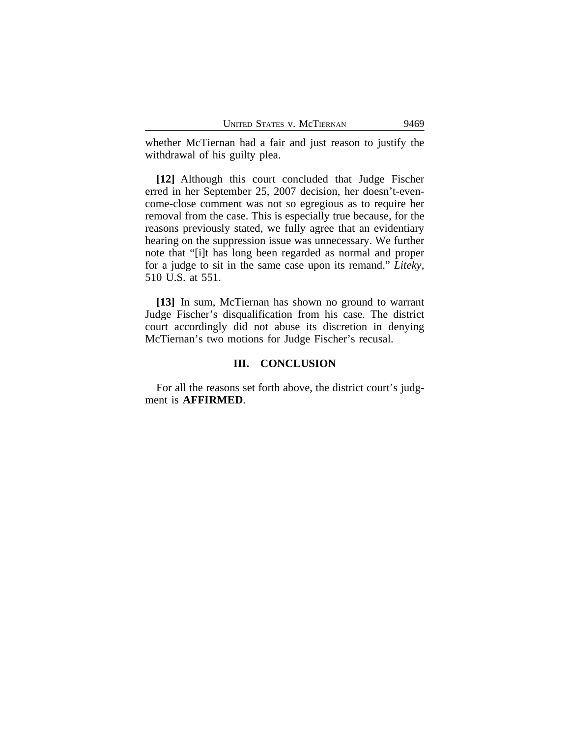whether McTiernan had a fair and just reason to justify the withdrawal of his guilty plea.

**[12]** Although this court concluded that Judge Fischer erred in her September 25, 2007 decision, her doesn't-even-come-close comment was not so egregious as to require her removal from the case. This is especially true because, for the reasons previously stated, we fully agree that an evidentiary hearing on the suppression issue was unnecessary. We further note that "[i]t has long been regarded as normal and proper for a judge to sit in the same case upon its remand." *Liteky*, 510 U.S. at 551.

**[13]** In sum, McTiernan has shown no ground to warrant Judge Fischer's disqualification from his case. The district court accordingly did not abuse its discretion in denying McTiernan's two motions for Judge Fischer's recusal.

## III. CONCLUSION

For all the reasons set forth above, the district court's judgment is **AFFIRMED**.